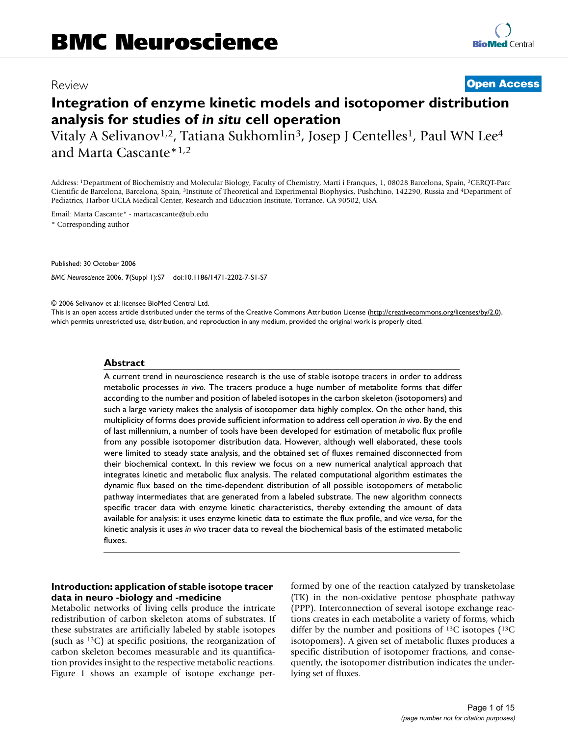# BMC Neuroscience

Review

**Open Access**

# Integration of enzyme kinetic models and isotopomer distribution analysis for studies of *in situ* cell operation

Vitaly A Selivanov[1,2], Tatiana Sukhomlin[3], Josep J Centelles[1], Paul WN Lee[4] and Marta Cascante*[1,2]

Address: [1]Department of Biochemistry and Molecular Biology, Faculty of Chemistry, Marti i Franques, 1, 08028 Barcelona, Spain, [2]CERQT-Parc Cientific de Barcelona, Barcelona, Spain, [3]Institute of Theoretical and Experimental Biophysics, Pushchino, 142290, Russia and [4]Department of Pediatrics, Harbor-UCLA Medical Center, Research and Education Institute, Torrance, CA 90502, USA

Email: Marta Cascante* - martacascante@ub.edu

\* Corresponding author

Published: 30 October 2006

*BMC Neuroscience* 2006, **7**(Suppl 1):S7 doi:10.1186/1471-2202-7-S1-S7

© 2006 Selivanov et al; licensee BioMed Central Ltd.

This is an open access article distributed under the terms of the Creative Commons Attribution License (http://creativecommons.org/licenses/by/2.0), which permits unrestricted use, distribution, and reproduction in any medium, provided the original work is properly cited.

## Abstract

A current trend in neuroscience research is the use of stable isotope tracers in order to address metabolic processes *in vivo*. The tracers produce a huge number of metabolite forms that differ according to the number and position of labeled isotopes in the carbon skeleton (isotopomers) and such a large variety makes the analysis of isotopomer data highly complex. On the other hand, this multiplicity of forms does provide sufficient information to address cell operation *in vivo*. By the end of last millennium, a number of tools have been developed for estimation of metabolic flux profile from any possible isotopomer distribution data. However, although well elaborated, these tools were limited to steady state analysis, and the obtained set of fluxes remained disconnected from their biochemical context. In this review we focus on a new numerical analytical approach that integrates kinetic and metabolic flux analysis. The related computational algorithm estimates the dynamic flux based on the time-dependent distribution of all possible isotopomers of metabolic pathway intermediates that are generated from a labeled substrate. The new algorithm connects specific tracer data with enzyme kinetic characteristics, thereby extending the amount of data available for analysis: it uses enzyme kinetic data to estimate the flux profile, and *vice versa*, for the kinetic analysis it uses *in vivo* tracer data to reveal the biochemical basis of the estimated metabolic fluxes.

## Introduction: application of stable isotope tracer data in neuro -biology and -medicine

Metabolic networks of living cells produce the intricate redistribution of carbon skeleton atoms of substrates. If these substrates are artificially labeled by stable isotopes (such as $^{13}C$) at specific positions, the reorganization of carbon skeleton becomes measurable and its quantification provides insight to the respective metabolic reactions. Figure 1 shows an example of isotope exchange performed by one of the reaction catalyzed by transketolase (TK) in the non-oxidative pentose phosphate pathway (PPP). Interconnection of several isotope exchange reactions creates in each metabolite a variety of forms, which differ by the number and positions of $^{13}C$ isotopes ($^{13}C$ isotopomers). A given set of metabolic fluxes produces a specific distribution of isotopomer fractions, and consequently, the isotopomer distribution indicates the underlying set of fluxes.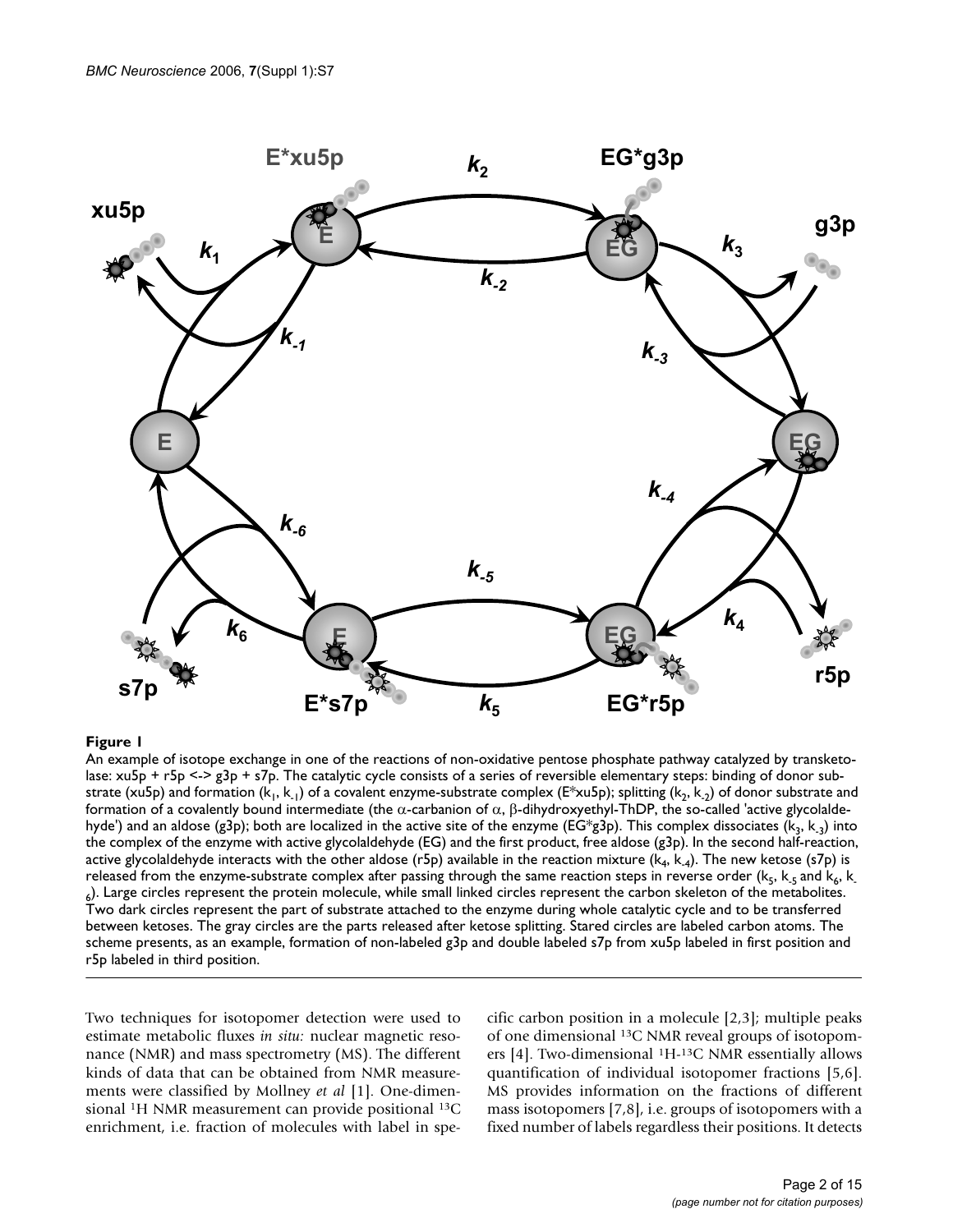**Figure 1**

An example of isotope exchange in one of the reactions of non-oxidative pentose phosphate pathway catalyzed by transketolase: xu5p + r5p <-> g3p + s7p. The catalytic cycle consists of a series of reversible elementary steps: binding of donor substrate (xu5p) and formation ($k_1$, $k_{-1}$) of a covalent enzyme-substrate complex (E*xu5p); splitting ($k_2$, $k_{-2}$) of donor substrate and formation of a covalently bound intermediate (the α-carbanion of α, β-dihydroxyethyl-ThDP, the so-called 'active glycolaldehyde') and an aldose (g3p); both are localized in the active site of the enzyme (EG*g3p). This complex dissociates ($k_3$, $k_{-3}$) into the complex of the enzyme with active glycolaldehyde (EG) and the first product, free aldose (g3p). In the second half-reaction, active glycolaldehyde interacts with the other aldose (r5p) available in the reaction mixture ($k_4$, $k_{-4}$). The new ketose (s7p) is released from the enzyme-substrate complex after passing through the same reaction steps in reverse order ($k_5$, $k_{-5}$ and $k_6$, $k_{-6}$). Large circles represent the protein molecule, while small linked circles represent the carbon skeleton of the metabolites. Two dark circles represent the part of substrate attached to the enzyme during whole catalytic cycle and to be transferred between ketoses. The gray circles are the parts released after ketose splitting. Stared circles are labeled carbon atoms. The scheme presents, as an example, formation of non-labeled g3p and double labeled s7p from xu5p labeled in first position and r5p labeled in third position.

Two techniques for isotopomer detection were used to estimate metabolic fluxes *in situ:* nuclear magnetic resonance (NMR) and mass spectrometry (MS). The different kinds of data that can be obtained from NMR measurements were classified by Mollney *et al* [1]. One-dimensional $^{1}H$ NMR measurement can provide positional $^{13}C$ enrichment, i.e. fraction of molecules with label in specific carbon position in a molecule [2,3]; multiple peaks of one dimensional $^{13}C$ NMR reveal groups of isotopomers [4]. Two-dimensional $^{1}H$-$^{13}C$ NMR essentially allows quantification of individual isotopomer fractions [5,6]. MS provides information on the fractions of different mass isotopomers [7,8], i.e. groups of isotopomers with a fixed number of labels regardless their positions. It detects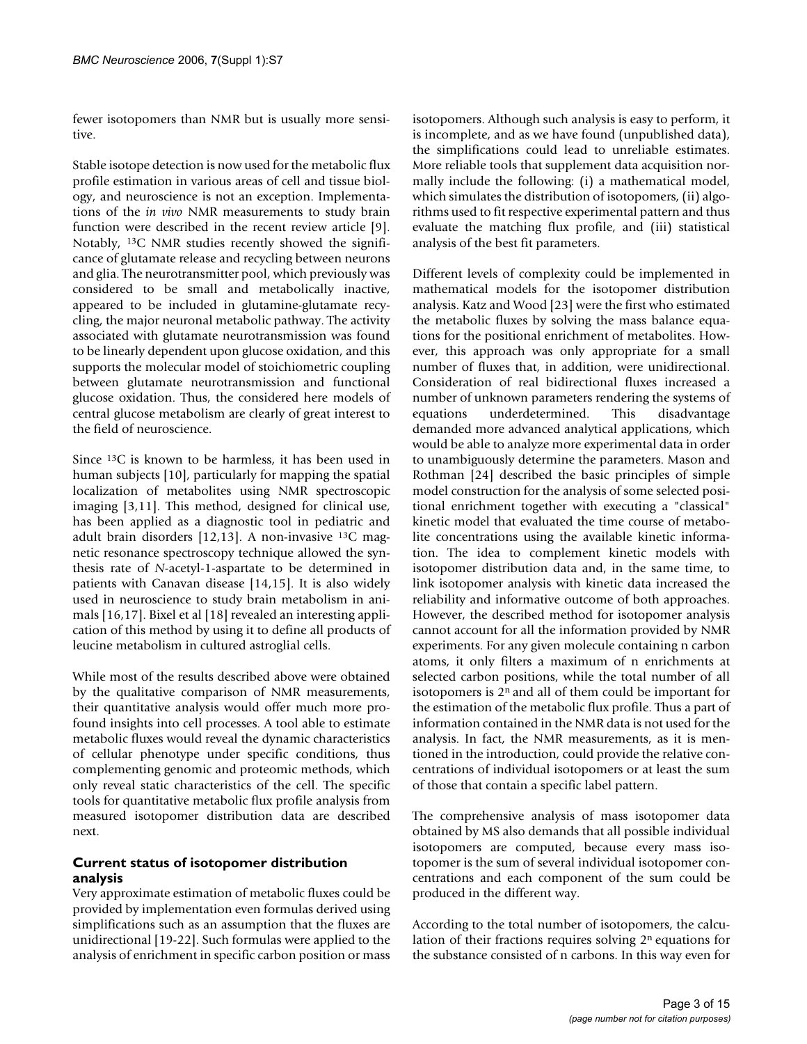fewer isotopomers than NMR but is usually more sensitive.

Stable isotope detection is now used for the metabolic flux profile estimation in various areas of cell and tissue biology, and neuroscience is not an exception. Implementations of the *in vivo* NMR measurements to study brain function were described in the recent review article [9]. Notably, $^{13}C$ NMR studies recently showed the significance of glutamate release and recycling between neurons and glia. The neurotransmitter pool, which previously was considered to be small and metabolically inactive, appeared to be included in glutamine-glutamate recycling, the major neuronal metabolic pathway. The activity associated with glutamate neurotransmission was found to be linearly dependent upon glucose oxidation, and this supports the molecular model of stoichiometric coupling between glutamate neurotransmission and functional glucose oxidation. Thus, the considered here models of central glucose metabolism are clearly of great interest to the field of neuroscience.

Since $^{13}C$ is known to be harmless, it has been used in human subjects [10], particularly for mapping the spatial localization of metabolites using NMR spectroscopic imaging [3,11]. This method, designed for clinical use, has been applied as a diagnostic tool in pediatric and adult brain disorders [12,13]. A non-invasive $^{13}C$ magnetic resonance spectroscopy technique allowed the synthesis rate of *N*-acetyl-1-aspartate to be determined in patients with Canavan disease [14,15]. It is also widely used in neuroscience to study brain metabolism in animals [16,17]. Bixel et al [18] revealed an interesting application of this method by using it to define all products of leucine metabolism in cultured astroglial cells.

While most of the results described above were obtained by the qualitative comparison of NMR measurements, their quantitative analysis would offer much more profound insights into cell processes. A tool able to estimate metabolic fluxes would reveal the dynamic characteristics of cellular phenotype under specific conditions, thus complementing genomic and proteomic methods, which only reveal static characteristics of the cell. The specific tools for quantitative metabolic flux profile analysis from measured isotopomer distribution data are described next.

## Current status of isotopomer distribution analysis

Very approximate estimation of metabolic fluxes could be provided by implementation even formulas derived using simplifications such as an assumption that the fluxes are unidirectional [19-22]. Such formulas were applied to the analysis of enrichment in specific carbon position or mass isotopomers. Although such analysis is easy to perform, it is incomplete, and as we have found (unpublished data), the simplifications could lead to unreliable estimates. More reliable tools that supplement data acquisition normally include the following: (i) a mathematical model, which simulates the distribution of isotopomers, (ii) algorithms used to fit respective experimental pattern and thus evaluate the matching flux profile, and (iii) statistical analysis of the best fit parameters.

Different levels of complexity could be implemented in mathematical models for the isotopomer distribution analysis. Katz and Wood [23] were the first who estimated the metabolic fluxes by solving the mass balance equations for the positional enrichment of metabolites. However, this approach was only appropriate for a small number of fluxes that, in addition, were unidirectional. Consideration of real bidirectional fluxes increased a number of unknown parameters rendering the systems of equations underdetermined. This disadvantage demanded more advanced analytical applications, which would be able to analyze more experimental data in order to unambiguously determine the parameters. Mason and Rothman [24] described the basic principles of simple model construction for the analysis of some selected positional enrichment together with executing a "classical" kinetic model that evaluated the time course of metabolite concentrations using the available kinetic information. The idea to complement kinetic models with isotopomer distribution data and, in the same time, to link isotopomer analysis with kinetic data increased the reliability and informative outcome of both approaches. However, the described method for isotopomer analysis cannot account for all the information provided by NMR experiments. For any given molecule containing n carbon atoms, it only filters a maximum of n enrichments at selected carbon positions, while the total number of all isotopomers is $2^n$ and all of them could be important for the estimation of the metabolic flux profile. Thus a part of information contained in the NMR data is not used for the analysis. In fact, the NMR measurements, as it is mentioned in the introduction, could provide the relative concentrations of individual isotopomers or at least the sum of those that contain a specific label pattern.

The comprehensive analysis of mass isotopomer data obtained by MS also demands that all possible individual isotopomers are computed, because every mass isotopomer is the sum of several individual isotopomer concentrations and each component of the sum could be produced in the different way.

According to the total number of isotopomers, the calculation of their fractions requires solving $2^n$ equations for the substance consisted of n carbons. In this way even for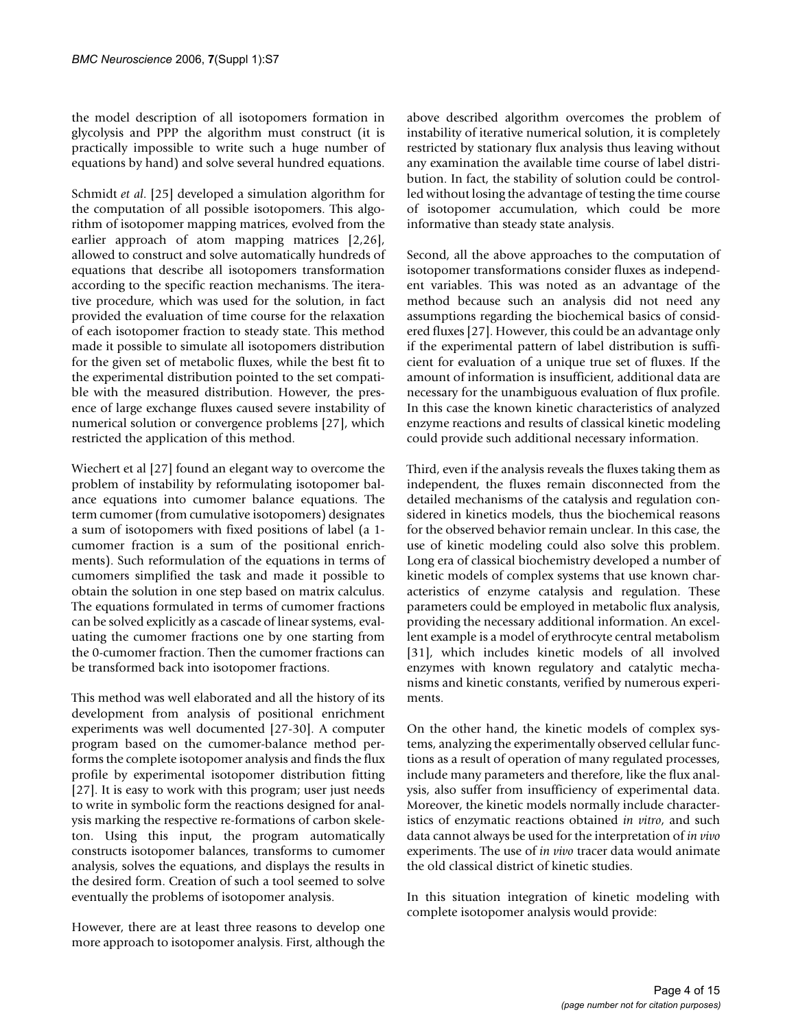the model description of all isotopomers formation in glycolysis and PPP the algorithm must construct (it is practically impossible to write such a huge number of equations by hand) and solve several hundred equations.

Schmidt *et al.* [25] developed a simulation algorithm for the computation of all possible isotopomers. This algorithm of isotopomer mapping matrices, evolved from the earlier approach of atom mapping matrices [2,26], allowed to construct and solve automatically hundreds of equations that describe all isotopomers transformation according to the specific reaction mechanisms. The iterative procedure, which was used for the solution, in fact provided the evaluation of time course for the relaxation of each isotopomer fraction to steady state. This method made it possible to simulate all isotopomers distribution for the given set of metabolic fluxes, while the best fit to the experimental distribution pointed to the set compatible with the measured distribution. However, the presence of large exchange fluxes caused severe instability of numerical solution or convergence problems [27], which restricted the application of this method.

Wiechert et al [27] found an elegant way to overcome the problem of instability by reformulating isotopomer balance equations into cumomer balance equations. The term cumomer (from cumulative isotopomers) designates a sum of isotopomers with fixed positions of label (a 1-cumomer fraction is a sum of the positional enrichments). Such reformulation of the equations in terms of cumomers simplified the task and made it possible to obtain the solution in one step based on matrix calculus. The equations formulated in terms of cumomer fractions can be solved explicitly as a cascade of linear systems, evaluating the cumomer fractions one by one starting from the 0-cumomer fraction. Then the cumomer fractions can be transformed back into isotopomer fractions.

This method was well elaborated and all the history of its development from analysis of positional enrichment experiments was well documented [27-30]. A computer program based on the cumomer-balance method performs the complete isotopomer analysis and finds the flux profile by experimental isotopomer distribution fitting [27]. It is easy to work with this program; user just needs to write in symbolic form the reactions designed for analysis marking the respective re-formations of carbon skeleton. Using this input, the program automatically constructs isotopomer balances, transforms to cumomer analysis, solves the equations, and displays the results in the desired form. Creation of such a tool seemed to solve eventually the problems of isotopomer analysis.

However, there are at least three reasons to develop one more approach to isotopomer analysis. First, although the above described algorithm overcomes the problem of instability of iterative numerical solution, it is completely restricted by stationary flux analysis thus leaving without any examination the available time course of label distribution. In fact, the stability of solution could be controlled without losing the advantage of testing the time course of isotopomer accumulation, which could be more informative than steady state analysis.

Second, all the above approaches to the computation of isotopomer transformations consider fluxes as independent variables. This was noted as an advantage of the method because such an analysis did not need any assumptions regarding the biochemical basics of considered fluxes [27]. However, this could be an advantage only if the experimental pattern of label distribution is sufficient for evaluation of a unique true set of fluxes. If the amount of information is insufficient, additional data are necessary for the unambiguous evaluation of flux profile. In this case the known kinetic characteristics of analyzed enzyme reactions and results of classical kinetic modeling could provide such additional necessary information.

Third, even if the analysis reveals the fluxes taking them as independent, the fluxes remain disconnected from the detailed mechanisms of the catalysis and regulation considered in kinetics models, thus the biochemical reasons for the observed behavior remain unclear. In this case, the use of kinetic modeling could also solve this problem. Long era of classical biochemistry developed a number of kinetic models of complex systems that use known characteristics of enzyme catalysis and regulation. These parameters could be employed in metabolic flux analysis, providing the necessary additional information. An excellent example is a model of erythrocyte central metabolism [31], which includes kinetic models of all involved enzymes with known regulatory and catalytic mechanisms and kinetic constants, verified by numerous experiments.

On the other hand, the kinetic models of complex systems, analyzing the experimentally observed cellular functions as a result of operation of many regulated processes, include many parameters and therefore, like the flux analysis, also suffer from insufficiency of experimental data. Moreover, the kinetic models normally include characteristics of enzymatic reactions obtained *in vitro*, and such data cannot always be used for the interpretation of *in vivo* experiments. The use of *in vivo* tracer data would animate the old classical district of kinetic studies.

In this situation integration of kinetic modeling with complete isotopomer analysis would provide: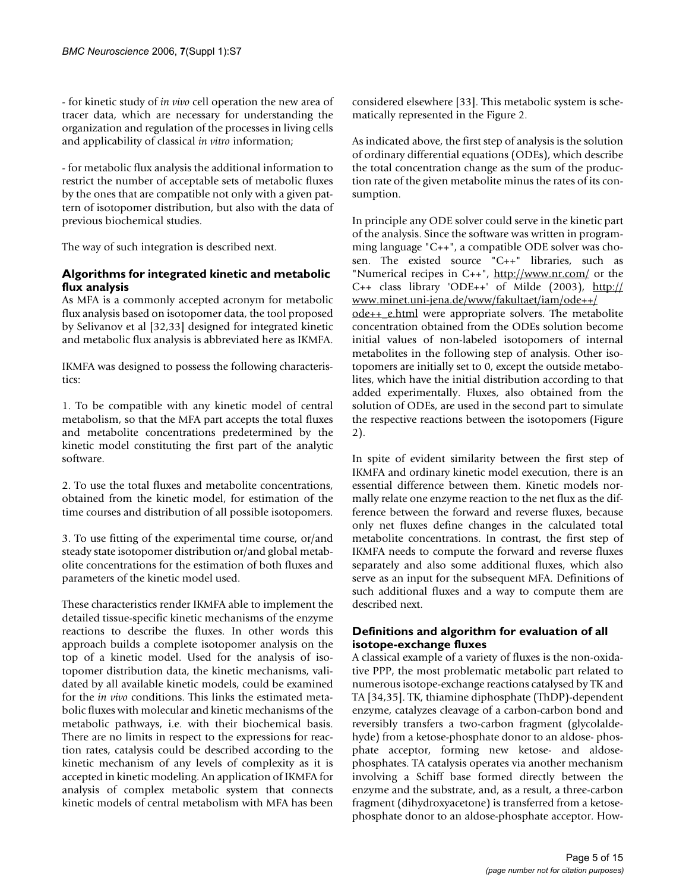- for kinetic study of *in vivo* cell operation the new area of tracer data, which are necessary for understanding the organization and regulation of the processes in living cells and applicability of classical *in vitro* information;

- for metabolic flux analysis the additional information to restrict the number of acceptable sets of metabolic fluxes by the ones that are compatible not only with a given pattern of isotopomer distribution, but also with the data of previous biochemical studies.

The way of such integration is described next.

### Algorithms for integrated kinetic and metabolic flux analysis

As MFA is a commonly accepted acronym for metabolic flux analysis based on isotopomer data, the tool proposed by Selivanov et al [32,33] designed for integrated kinetic and metabolic flux analysis is abbreviated here as IKMFA.

IKMFA was designed to possess the following characteristics:

1. To be compatible with any kinetic model of central metabolism, so that the MFA part accepts the total fluxes and metabolite concentrations predetermined by the kinetic model constituting the first part of the analytic software.

2. To use the total fluxes and metabolite concentrations, obtained from the kinetic model, for estimation of the time courses and distribution of all possible isotopomers.

3. To use fitting of the experimental time course, or/and steady state isotopomer distribution or/and global metabolite concentrations for the estimation of both fluxes and parameters of the kinetic model used.

These characteristics render IKMFA able to implement the detailed tissue-specific kinetic mechanisms of the enzyme reactions to describe the fluxes. In other words this approach builds a complete isotopomer analysis on the top of a kinetic model. Used for the analysis of isotopomer distribution data, the kinetic mechanisms, validated by all available kinetic models, could be examined for the *in vivo* conditions. This links the estimated metabolic fluxes with molecular and kinetic mechanisms of the metabolic pathways, i.e. with their biochemical basis. There are no limits in respect to the expressions for reaction rates, catalysis could be described according to the kinetic mechanism of any levels of complexity as it is accepted in kinetic modeling. An application of IKMFA for analysis of complex metabolic system that connects kinetic models of central metabolism with MFA has been considered elsewhere [33]. This metabolic system is schematically represented in the Figure 2.

As indicated above, the first step of analysis is the solution of ordinary differential equations (ODEs), which describe the total concentration change as the sum of the production rate of the given metabolite minus the rates of its consumption.

In principle any ODE solver could serve in the kinetic part of the analysis. Since the software was written in programming language "C++", a compatible ODE solver was chosen. The existed source "C++" libraries, such as "Numerical recipes in C++", http://www.nr.com/ or the C++ class library 'ODE++' of Milde (2003), http://www.minet.uni-jena.de/www/fakultaet/iam/ode++/ode++_e.html were appropriate solvers. The metabolite concentration obtained from the ODEs solution become initial values of non-labeled isotopomers of internal metabolites in the following step of analysis. Other isotopomers are initially set to 0, except the outside metabolites, which have the initial distribution according to that added experimentally. Fluxes, also obtained from the solution of ODEs, are used in the second part to simulate the respective reactions between the isotopomers (Figure 2).

In spite of evident similarity between the first step of IKMFA and ordinary kinetic model execution, there is an essential difference between them. Kinetic models normally relate one enzyme reaction to the net flux as the difference between the forward and reverse fluxes, because only net fluxes define changes in the calculated total metabolite concentrations. In contrast, the first step of IKMFA needs to compute the forward and reverse fluxes separately and also some additional fluxes, which also serve as an input for the subsequent MFA. Definitions of such additional fluxes and a way to compute them are described next.

### Definitions and algorithm for evaluation of all isotope-exchange fluxes

A classical example of a variety of fluxes is the non-oxidative PPP, the most problematic metabolic part related to numerous isotope-exchange reactions catalysed by TK and TA [34,35]. TK, thiamine diphosphate (ThDP)-dependent enzyme, catalyzes cleavage of a carbon-carbon bond and reversibly transfers a two-carbon fragment (glycolaldehyde) from a ketose-phosphate donor to an aldose-phosphate acceptor, forming new ketose- and aldose-phosphates. TA catalysis operates via another mechanism involving a Schiff base formed directly between the enzyme and the substrate, and, as a result, a three-carbon fragment (dihydroxyacetone) is transferred from a ketose-phosphate donor to an aldose-phosphate acceptor. How-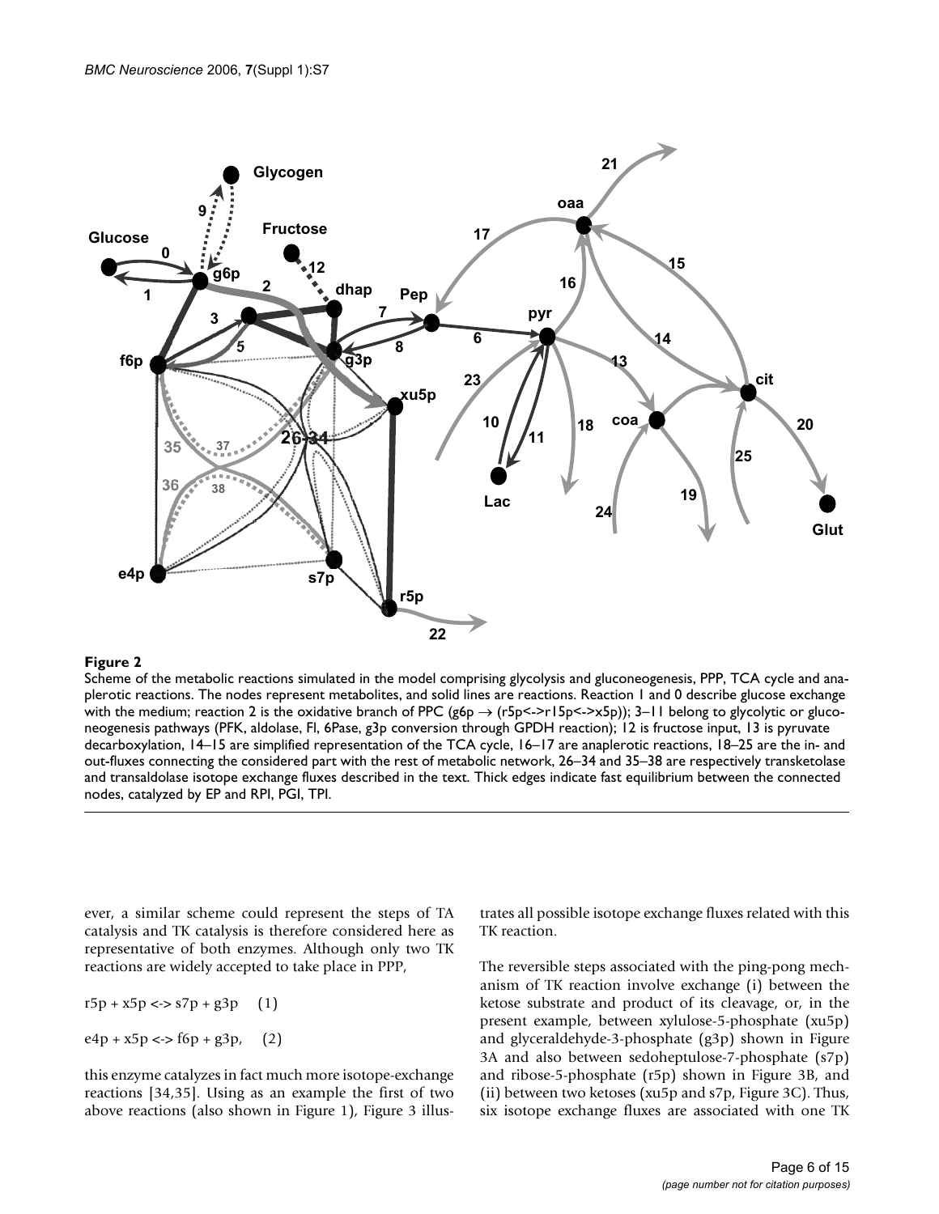**Figure 2**

Scheme of the metabolic reactions simulated in the model comprising glycolysis and gluconeogenesis, PPP, TCA cycle and anaplerotic reactions. The nodes represent metabolites, and solid lines are reactions. Reaction 1 and 0 describe glucose exchange with the medium; reaction 2 is the oxidative branch of PPC (g6p → (r5p<->r15p<->x5p)); 3–11 belong to glycolytic or gluconeogenesis pathways (PFK, aldolase, FI, 6Pase, g3p conversion through GPDH reaction); 12 is fructose input, 13 is pyruvate decarboxylation, 14–15 are simplified representation of the TCA cycle, 16–17 are anaplerotic reactions, 18–25 are the in- and out-fluxes connecting the considered part with the rest of metabolic network, 26–34 and 35–38 are respectively transketolase and transaldolase isotope exchange fluxes described in the text. Thick edges indicate fast equilibrium between the connected nodes, catalyzed by EP and RPI, PGI, TPI.

ever, a similar scheme could represent the steps of TA catalysis and TK catalysis is therefore considered here as representative of both enzymes. Although only two TK reactions are widely accepted to take place in PPP,

r5p + x5p <-> s7p + g3p (1)

e4p + x5p <-> f6p + g3p, (2)

this enzyme catalyzes in fact much more isotope-exchange reactions [34,35]. Using as an example the first of two above reactions (also shown in Figure 1), Figure 3 illustrates all possible isotope exchange fluxes related with this TK reaction.

The reversible steps associated with the ping-pong mechanism of TK reaction involve exchange (i) between the ketose substrate and product of its cleavage, or, in the present example, between xylulose-5-phosphate (xu5p) and glyceraldehyde-3-phosphate (g3p) shown in Figure 3A and also between sedoheptulose-7-phosphate (s7p) and ribose-5-phosphate (r5p) shown in Figure 3B, and (ii) between two ketoses (xu5p and s7p, Figure 3C). Thus, six isotope exchange fluxes are associated with one TK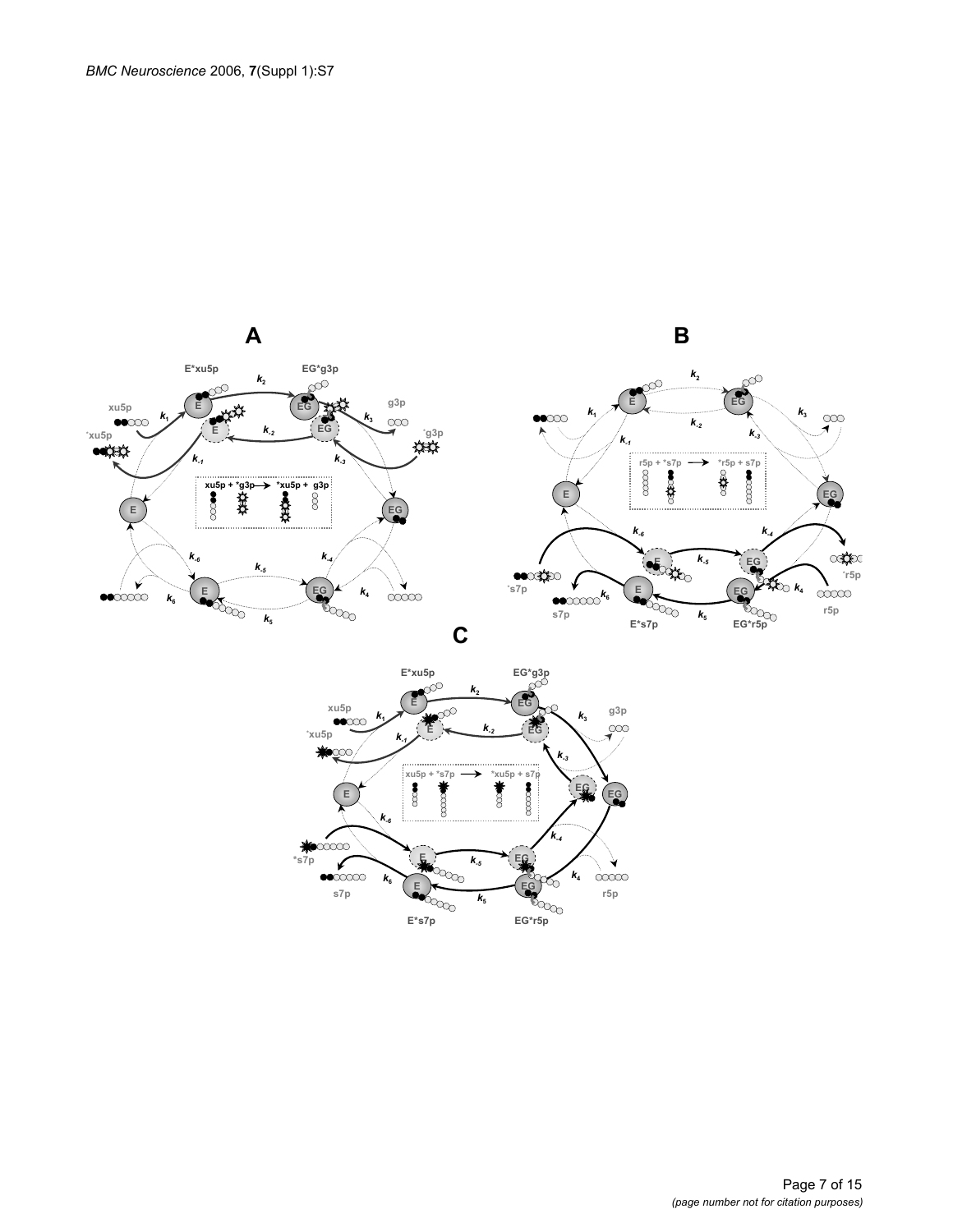**A**

E*xu5p EG*g3p

$k_2$

xu5p $k_1$ g3p

$k_{-2}$ $k_3$

*xu5p *g3p

$k_{-1}$ $k_{-3}$

xu5p + *g3p → *xu5p + g3p

$k_{-6}$ $k_{-4}$

$k_{-5}$

$k_6$ $k_4$

$k_5$

**B**

$k_2$

$k_1$ $k_3$

$k_{-2}$

$k_{-1}$ $k_{-3}$

r5p + *s7p → *r5p + s7p

$k_{-6}$ $k_{-4}$

$k_{-5}$

*s7p *r5p

$k_6$ $k_4$

s7p $k_5$ r5p

E*s7p EG*r5p

**C**

E*xu5p EG*g3p

$k_2$

xu5p $k_1$ $k_3$ g3p

$k_{-2}$

*xu5p $k_{-1}$

$k_{-3}$

xu5p + *s7p → *xu5p + s7p

$k_{-6}$

$k_{-4}$

*s7p $k_{-5}$

$k_6$ $k_4$

s7p $k_5$ r5p

E*s7p EG*r5p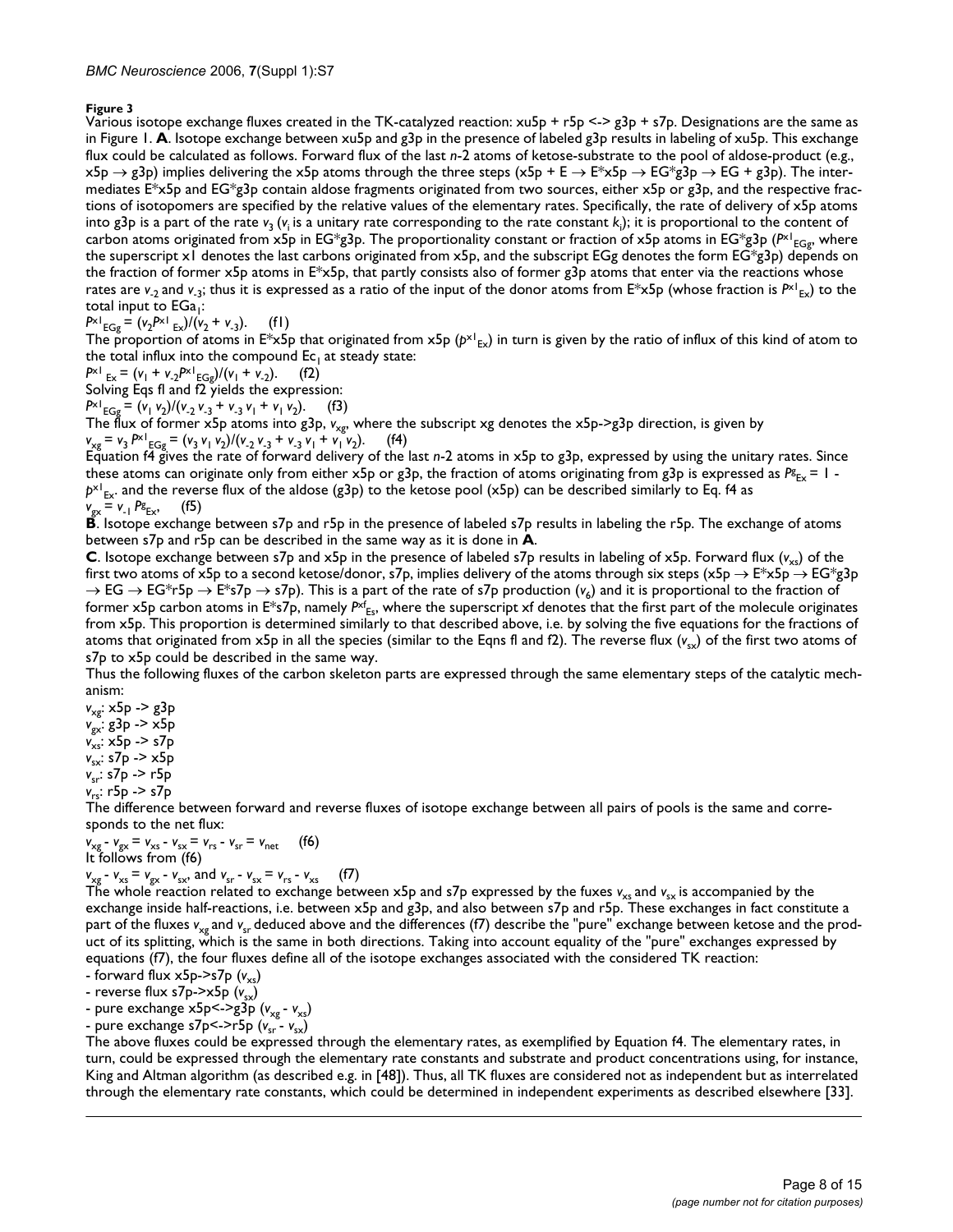**Figure 3**

Various isotope exchange fluxes created in the TK-catalyzed reaction: xu5p + r5p <-> g3p + s7p. Designations are the same as in Figure 1. **A**. Isotope exchange between xu5p and g3p in the presence of labeled g3p results in labeling of xu5p. This exchange flux could be calculated as follows. Forward flux of the last *n*-2 atoms of ketose-substrate to the pool of aldose-product (e.g., x5p → g3p) implies delivering the x5p atoms through the three steps (x5p + E → E*x5p → EG*g3p → EG + g3p). The intermediates E*x5p and EG*g3p contain aldose fragments originated from two sources, either x5p or g3p, and the respective fractions of isotopomers are specified by the relative values of the elementary rates. Specifically, the rate of delivery of x5p atoms into g3p is a part of the rate $v_3$ ($v_i$ is a unitary rate corresponding to the rate constant $k_i$); it is proportional to the content of carbon atoms originated from x5p in EG*g3p. The proportionality constant or fraction of x5p atoms in EG*g3p ($P^{x1}_{EGg}$, where the superscript x1 denotes the last carbons originated from x5p, and the subscript EGg denotes the form EG*g3p) depends on the fraction of former x5p atoms in E*x5p, that partly consists also of former g3p atoms that enter via the reactions whose rates are $v_{-2}$ and $v_{-3}$; thus it is expressed as a ratio of the input of the donor atoms from E*x5p (whose fraction is $P^{x1}_{Ex}$) to the total input to $EGa_1$:

$P^{x1}_{EGg} = (v_2 P^{x1}_{Ex})/(v_2 + v_{-3})$. (f1)

The proportion of atoms in E*x5p that originated from x5p ($p^{x1}_{Ex}$) in turn is given by the ratio of influx of this kind of atom to the total influx into the compound $Ec_1$ at steady state:

$P^{x1}_{Ex} = (v_1 + v_{-2} P^{x1}_{EGg})/(v_1 + v_{-2})$. (f2)

Solving Eqs f1 and f2 yields the expression:

$P^{x1}_{EGg} = (v_1 v_2)/(v_{-2} v_{-3} + v_{-3} v_1 + v_1 v_2)$. (f3)

The flux of former x5p atoms into g3p, $v_{xg}$, where the subscript xg denotes the x5p->g3p direction, is given by

$v_{xg} = v_3 P^{x1}_{EGg} = (v_3 v_1 v_2)/(v_{-2} v_{-3} + v_{-3} v_1 + v_1 v_2)$. (f4)

Equation f4 gives the rate of forward delivery of the last *n*-2 atoms in x5p to g3p, expressed by using the unitary rates. Since these atoms can originate only from either x5p or g3p, the fraction of atoms originating from g3p is expressed as $P^{g}_{Ex} = 1 - p^{x1}_{Ex}$. and the reverse flux of the aldose (g3p) to the ketose pool (x5p) can be described similarly to Eq. f4 as

$v_{gx} = v_{-1} P^{g}_{Ex}$, (f5)

**B**. Isotope exchange between s7p and r5p in the presence of labeled s7p results in labeling the r5p. The exchange of atoms between s7p and r5p can be described in the same way as it is done in **A**.

**C**. Isotope exchange between s7p and x5p in the presence of labeled s7p results in labeling of x5p. Forward flux ($v_{xs}$) of the first two atoms of x5p to a second ketose/donor, s7p, implies delivery of the atoms through six steps (x5p → E*x5p → EG*g3p → EG → EG*r5p → E*s7p → s7p). This is a part of the rate of s7p production ($v_6$) and it is proportional to the fraction of former x5p carbon atoms in E*s7p, namely $P^{xf}_{Es}$, where the superscript xf denotes that the first part of the molecule originates from x5p. This proportion is determined similarly to that described above, i.e. by solving the five equations for the fractions of atoms that originated from x5p in all the species (similar to the Eqns f1 and f2). The reverse flux ($v_{sx}$) of the first two atoms of s7p to x5p could be described in the same way.

Thus the following fluxes of the carbon skeleton parts are expressed through the same elementary steps of the catalytic mechanism:

$v_{xg}$: x5p -> g3p
$v_{gx}$: g3p -> x5p
$v_{xs}$: x5p -> s7p
$v_{sx}$: s7p -> x5p
$v_{sr}$: s7p -> r5p
$v_{rs}$: r5p -> s7p

The difference between forward and reverse fluxes of isotope exchange between all pairs of pools is the same and corresponds to the net flux:

$v_{xg} - v_{gx} = v_{xs} - v_{sx} = v_{rs} - v_{sr} = v_{net}$ (f6)

It follows from (f6)

$v_{xg} - v_{xs} = v_{gx} - v_{sx}$, and $v_{sr} - v_{sx} = v_{rs} - v_{xs}$ (f7)

The whole reaction related to exchange between x5p and s7p expressed by the fuxes $v_{xs}$ and $v_{sx}$ is accompanied by the exchange inside half-reactions, i.e. between x5p and g3p, and also between s7p and r5p. These exchanges in fact constitute a part of the fluxes $v_{xg}$ and $v_{sr}$ deduced above and the differences (f7) describe the "pure" exchange between ketose and the product of its splitting, which is the same in both directions. Taking into account equality of the "pure" exchanges expressed by equations (f7), the four fluxes define all of the isotope exchanges associated with the considered TK reaction:

- forward flux x5p->s7p ($v_{xs}$)
- reverse flux s7p->x5p ($v_{sx}$)
- pure exchange x5p<->g3p ($v_{xg} - v_{xs}$)
- pure exchange s7p<->r5p ($v_{sr} - v_{sx}$)

The above fluxes could be expressed through the elementary rates, as exemplified by Equation f4. The elementary rates, in turn, could be expressed through the elementary rate constants and substrate and product concentrations using, for instance, King and Altman algorithm (as described e.g. in [48]). Thus, all TK fluxes are considered not as independent but as interrelated through the elementary rate constants, which could be determined in independent experiments as described elsewhere [33].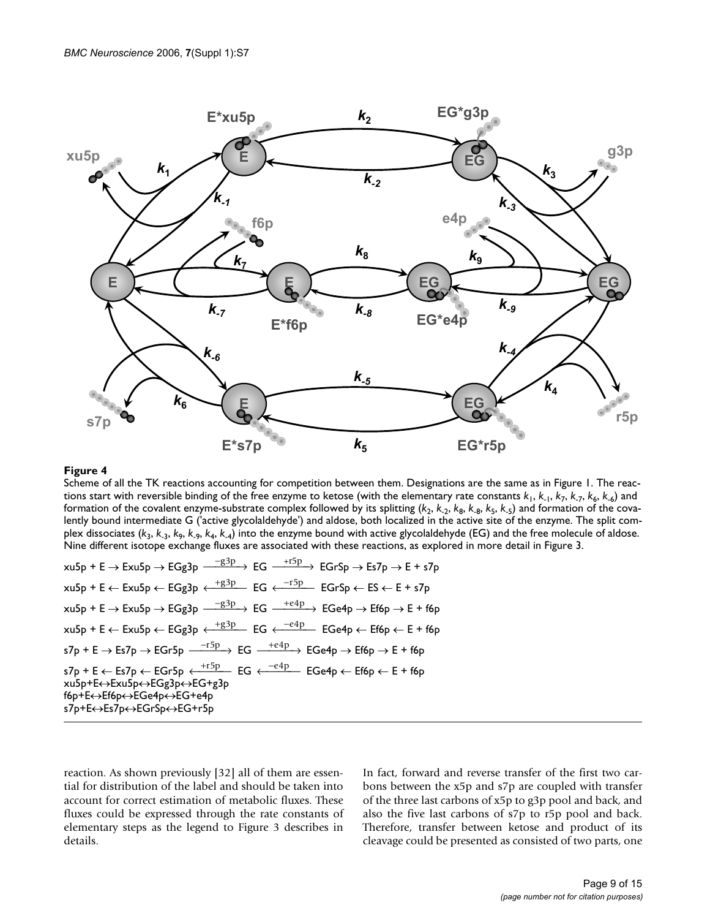**Figure 4**

Scheme of all the TK reactions accounting for competition between them. Designations are the same as in Figure 1. The reactions start with reversible binding of the free enzyme to ketose (with the elementary rate constants $k_1$, $k_{-1}$, $k_7$, $k_{-7}$, $k_6$, $k_{-6}$) and formation of the covalent enzyme-substrate complex followed by its splitting ($k_2$, $k_{-2}$, $k_8$, $k_{-8}$, $k_5$, $k_{-5}$) and formation of the covalently bound intermediate G ('active glycolaldehyde') and aldose, both localized in the active site of the enzyme. The split complex dissociates ($k_3$, $k_{-3}$, $k_9$, $k_{-9}$, $k_4$, $k_{-4}$) into the enzyme bound with active glycolaldehyde (EG) and the free molecule of aldose. Nine different isotope exchange fluxes are associated with these reactions, as explored in more detail in Figure 3.

$$\text{xu5p + E} \rightarrow \text{Exu5p} \rightarrow \text{EGg3p} \xrightarrow{-g3p} \text{EG} \xrightarrow{+r5p} \text{EGr5p} \rightarrow \text{Es7p} \rightarrow \text{E + s7p}$$

$$\text{xu5p + E} \leftarrow \text{Exu5p} \leftarrow \text{EGg3p} \xleftarrow{+g3p} \text{EG} \xleftarrow{-r5p} \text{EGr5p} \leftarrow \text{ES} \leftarrow \text{E + s7p}$$

$$\text{xu5p + E} \rightarrow \text{Exu5p} \rightarrow \text{EGg3p} \xrightarrow{-g3p} \text{EG} \xrightarrow{+e4p} \text{EGe4p} \rightarrow \text{Ef6p} \rightarrow \text{E + f6p}$$

$$\text{xu5p + E} \leftarrow \text{Exu5p} \leftarrow \text{EGg3p} \xleftarrow{+g3p} \text{EG} \xleftarrow{-e4p} \text{EGe4p} \leftarrow \text{Ef6p} \leftarrow \text{E + f6p}$$

$$\text{s7p + E} \rightarrow \text{Es7p} \rightarrow \text{EGr5p} \xrightarrow{-r5p} \text{EG} \xrightarrow{+e4p} \text{EGe4p} \rightarrow \text{Ef6p} \rightarrow \text{E + f6p}$$

$$\text{s7p + E} \leftarrow \text{Es7p} \leftarrow \text{EGr5p} \xleftarrow{+r5p} \text{EG} \xleftarrow{-e4p} \text{EGe4p} \leftarrow \text{Ef6p} \leftarrow \text{E + f6p}$$

$$\text{xu5p+E} \leftrightarrow \text{Exu5p} \leftrightarrow \text{EGg3p} \leftrightarrow \text{EG+g3p}$$

$$\text{f6p+E} \leftrightarrow \text{Ef6p} \leftrightarrow \text{EGe4p} \leftrightarrow \text{EG+e4p}$$

$$\text{s7p+E} \leftrightarrow \text{Es7p} \leftrightarrow \text{EGr5p} \leftrightarrow \text{EG+r5p}$$

reaction. As shown previously [32] all of them are essential for distribution of the label and should be taken into account for correct estimation of metabolic fluxes. These fluxes could be expressed through the rate constants of elementary steps as the legend to Figure 3 describes in details.

In fact, forward and reverse transfer of the first two carbons between the x5p and s7p are coupled with transfer of the three last carbons of x5p to g3p pool and back, and also the five last carbons of s7p to r5p pool and back. Therefore, transfer between ketose and product of its cleavage could be presented as consisted of two parts, one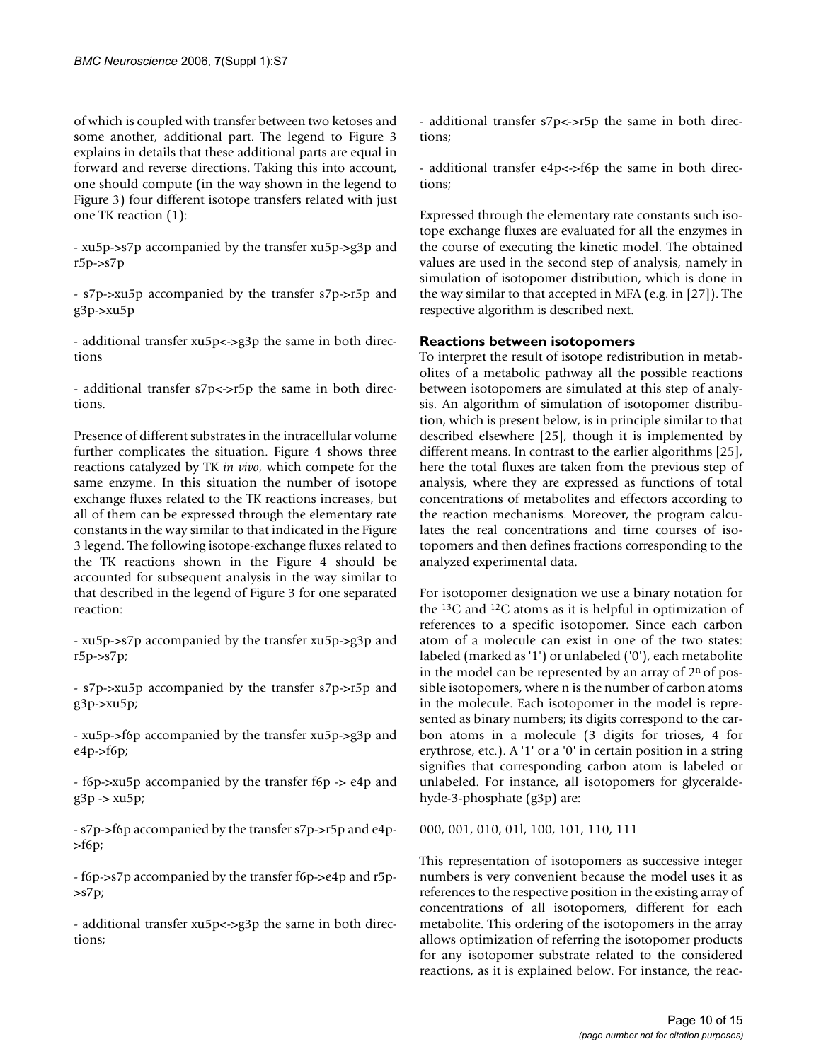of which is coupled with transfer between two ketoses and some another, additional part. The legend to Figure 3 explains in details that these additional parts are equal in forward and reverse directions. Taking this into account, one should compute (in the way shown in the legend to Figure 3) four different isotope transfers related with just one TK reaction (1):

- xu5p->s7p accompanied by the transfer xu5p->g3p and r5p->s7p

- s7p->xu5p accompanied by the transfer s7p->r5p and g3p->xu5p

- additional transfer xu5p<->g3p the same in both directions

- additional transfer s7p<->r5p the same in both directions.

Presence of different substrates in the intracellular volume further complicates the situation. Figure 4 shows three reactions catalyzed by TK *in vivo*, which compete for the same enzyme. In this situation the number of isotope exchange fluxes related to the TK reactions increases, but all of them can be expressed through the elementary rate constants in the way similar to that indicated in the Figure 3 legend. The following isotope-exchange fluxes related to the TK reactions shown in the Figure 4 should be accounted for subsequent analysis in the way similar to that described in the legend of Figure 3 for one separated reaction:

- xu5p->s7p accompanied by the transfer xu5p->g3p and r5p->s7p;

- s7p->xu5p accompanied by the transfer s7p->r5p and g3p->xu5p;

- xu5p->f6p accompanied by the transfer xu5p->g3p and e4p->f6p;

- f6p->xu5p accompanied by the transfer f6p -> e4p and g3p -> xu5p;

- s7p->f6p accompanied by the transfer s7p->r5p and e4p->f6p;

- f6p->s7p accompanied by the transfer f6p->e4p and r5p->s7p;

- additional transfer xu5p<->g3p the same in both directions;

- additional transfer s7p<->r5p the same in both directions;

- additional transfer e4p<->f6p the same in both directions;

Expressed through the elementary rate constants such isotope exchange fluxes are evaluated for all the enzymes in the course of executing the kinetic model. The obtained values are used in the second step of analysis, namely in simulation of isotopomer distribution, which is done in the way similar to that accepted in MFA (e.g. in [27]). The respective algorithm is described next.

### Reactions between isotopomers

To interpret the result of isotope redistribution in metabolites of a metabolic pathway all the possible reactions between isotopomers are simulated at this step of analysis. An algorithm of simulation of isotopomer distribution, which is present below, is in principle similar to that described elsewhere [25], though it is implemented by different means. In contrast to the earlier algorithms [25], here the total fluxes are taken from the previous step of analysis, where they are expressed as functions of total concentrations of metabolites and effectors according to the reaction mechanisms. Moreover, the program calculates the real concentrations and time courses of isotopomers and then defines fractions corresponding to the analyzed experimental data.

For isotopomer designation we use a binary notation for the $^{13}C$ and $^{12}C$ atoms as it is helpful in optimization of references to a specific isotopomer. Since each carbon atom of a molecule can exist in one of the two states: labeled (marked as '1') or unlabeled ('0'), each metabolite in the model can be represented by an array of $2^n$ of possible isotopomers, where n is the number of carbon atoms in the molecule. Each isotopomer in the model is represented as binary numbers; its digits correspond to the carbon atoms in a molecule (3 digits for trioses, 4 for erythrose, etc.). A '1' or a '0' in certain position in a string signifies that corresponding carbon atom is labeled or unlabeled. For instance, all isotopomers for glyceraldehyde-3-phosphate (g3p) are:

000, 001, 010, 01l, 100, 101, 110, 111

This representation of isotopomers as successive integer numbers is very convenient because the model uses it as references to the respective position in the existing array of concentrations of all isotopomers, different for each metabolite. This ordering of the isotopomers in the array allows optimization of referring the isotopomer products for any isotopomer substrate related to the considered reactions, as it is explained below. For instance, the reac-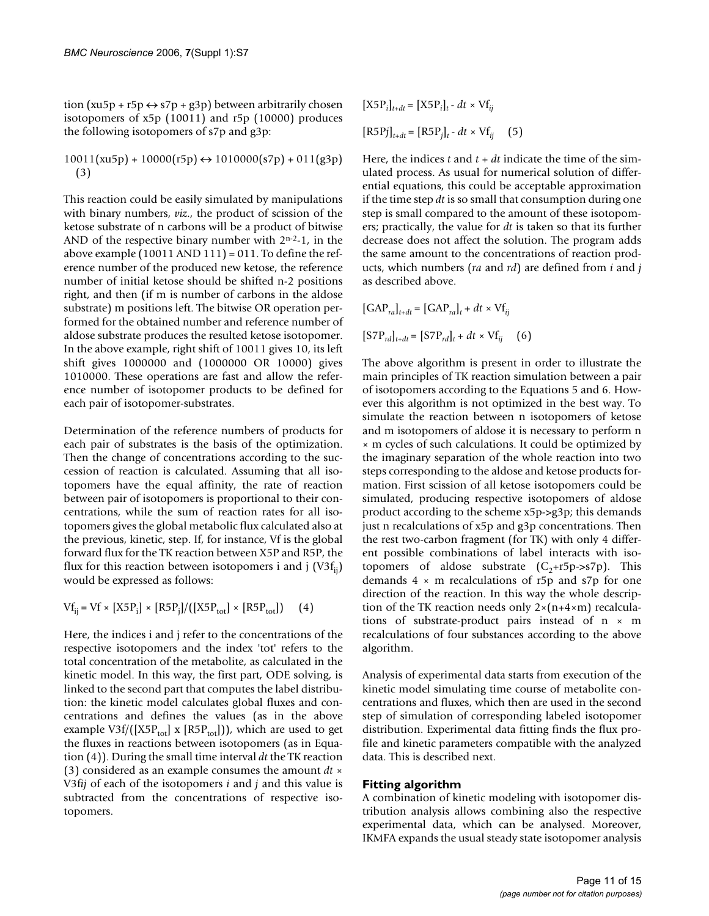tion (xu5p + r5p ↔ s7p + g3p) between arbitrarily chosen isotopomers of x5p (10011) and r5p (10000) produces the following isotopomers of s7p and g3p:

$$10011(\text{xu5p}) + 10000(\text{r5p}) \leftrightarrow 1010000(\text{s7p}) + 011(\text{g3p}) \quad (3)$$

This reaction could be easily simulated by manipulations with binary numbers, *viz.*, the product of scission of the ketose substrate of n carbons will be a product of bitwise AND of the respective binary number with $2^{n-2}$-1, in the above example (10011 AND 111) = 011. To define the reference number of the produced new ketose, the reference number of initial ketose should be shifted n-2 positions right, and then (if m is number of carbons in the aldose substrate) m positions left. The bitwise OR operation performed for the obtained number and reference number of aldose substrate produces the resulted ketose isotopomer. In the above example, right shift of 10011 gives 10, its left shift gives 1000000 and (1000000 OR 10000) gives 1010000. These operations are fast and allow the reference number of isotopomer products to be defined for each pair of isotopomer-substrates.

Determination of the reference numbers of products for each pair of substrates is the basis of the optimization. Then the change of concentrations according to the succession of reaction is calculated. Assuming that all isotopomers have the equal affinity, the rate of reaction between pair of isotopomers is proportional to their concentrations, while the sum of reaction rates for all isotopomers gives the global metabolic flux calculated also at the previous, kinetic, step. If, for instance, Vf is the global forward flux for the TK reaction between X5P and R5P, the flux for this reaction between isotopomers i and j ($V3f_{ij}$) would be expressed as follows:

$$Vf_{ij} = Vf \times [X5P_i] \times [R5P_j]/([X5P_{tot}] \times [R5P_{tot}]) \quad (4)$$

Here, the indices i and j refer to the concentrations of the respective isotopomers and the index 'tot' refers to the total concentration of the metabolite, as calculated in the kinetic model. In this way, the first part, ODE solving, is linked to the second part that computes the label distribution: the kinetic model calculates global fluxes and concentrations and defines the values (as in the above example $V3f/([X5P_{tot}] \times [R5P_{tot}])$), which are used to get the fluxes in reactions between isotopomers (as in Equation (4)). During the small time interval *dt* the TK reaction (3) considered as an example consumes the amount $dt \times V3f_{ij}$ of each of the isotopomers *i* and *j* and this value is subtracted from the concentrations of respective isotopomers.

$$[X5P_i]_{t+dt} = [X5P_i]_t - dt \times Vf_{ij}$$

$$[R5P_j]_{t+dt} = [R5P_j]_t - dt \times Vf_{ij} \quad (5)$$

Here, the indices *t* and *t + dt* indicate the time of the simulated process. As usual for numerical solution of differential equations, this could be acceptable approximation if the time step *dt* is so small that consumption during one step is small compared to the amount of these isotopomers; practically, the value for *dt* is taken so that its further decrease does not affect the solution. The program adds the same amount to the concentrations of reaction products, which numbers (*ra* and *rd*) are defined from *i* and *j* as described above.

$$[GAP_{ra}]_{t+dt} = [GAP_{ra}]_t + dt \times Vf_{ij}$$

$$[S7P_{rd}]_{t+dt} = [S7P_{rd}]_t + dt \times Vf_{ij} \quad (6)$$

The above algorithm is present in order to illustrate the main principles of TK reaction simulation between a pair of isotopomers according to the Equations 5 and 6. However this algorithm is not optimized in the best way. To simulate the reaction between n isotopomers of ketose and m isotopomers of aldose it is necessary to perform n × m cycles of such calculations. It could be optimized by the imaginary separation of the whole reaction into two steps corresponding to the aldose and ketose products formation. First scission of all ketose isotopomers could be simulated, producing respective isotopomers of aldose product according to the scheme x5p->g3p; this demands just n recalculations of x5p and g3p concentrations. Then the rest two-carbon fragment (for TK) with only 4 different possible combinations of label interacts with isotopomers of aldose substrate ($C_2$+r5p->s7p). This demands 4 × m recalculations of r5p and s7p for one direction of the reaction. In this way the whole description of the TK reaction needs only 2×(n+4×m) recalculations of substrate-product pairs instead of n × m recalculations of four substances according to the above algorithm.

Analysis of experimental data starts from execution of the kinetic model simulating time course of metabolite concentrations and fluxes, which then are used in the second step of simulation of corresponding labeled isotopomer distribution. Experimental data fitting finds the flux profile and kinetic parameters compatible with the analyzed data. This is described next.

## Fitting algorithm

A combination of kinetic modeling with isotopomer distribution analysis allows combining also the respective experimental data, which can be analysed. Moreover, IKMFA expands the usual steady state isotopomer analysis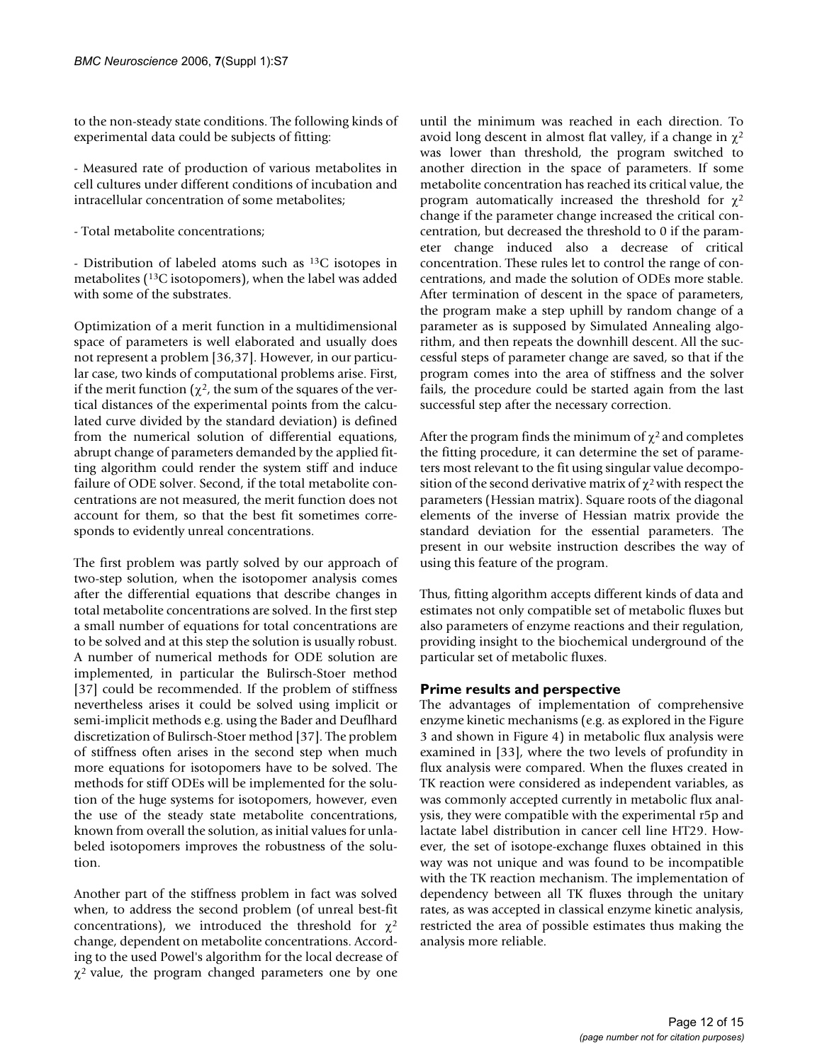to the non-steady state conditions. The following kinds of experimental data could be subjects of fitting:

- Measured rate of production of various metabolites in cell cultures under different conditions of incubation and intracellular concentration of some metabolites;

- Total metabolite concentrations;

- Distribution of labeled atoms such as $^{13}C$ isotopes in metabolites ($^{13}C$ isotopomers), when the label was added with some of the substrates.

Optimization of a merit function in a multidimensional space of parameters is well elaborated and usually does not represent a problem [36,37]. However, in our particular case, two kinds of computational problems arise. First, if the merit function ($\chi^2$, the sum of the squares of the vertical distances of the experimental points from the calculated curve divided by the standard deviation) is defined from the numerical solution of differential equations, abrupt change of parameters demanded by the applied fitting algorithm could render the system stiff and induce failure of ODE solver. Second, if the total metabolite concentrations are not measured, the merit function does not account for them, so that the best fit sometimes corresponds to evidently unreal concentrations.

The first problem was partly solved by our approach of two-step solution, when the isotopomer analysis comes after the differential equations that describe changes in total metabolite concentrations are solved. In the first step a small number of equations for total concentrations are to be solved and at this step the solution is usually robust. A number of numerical methods for ODE solution are implemented, in particular the Bulirsch-Stoer method [37] could be recommended. If the problem of stiffness nevertheless arises it could be solved using implicit or semi-implicit methods e.g. using the Bader and Deuflhard discretization of Bulirsch-Stoer method [37]. The problem of stiffness often arises in the second step when much more equations for isotopomers have to be solved. The methods for stiff ODEs will be implemented for the solution of the huge systems for isotopomers, however, even the use of the steady state metabolite concentrations, known from overall the solution, as initial values for unlabeled isotopomers improves the robustness of the solution.

Another part of the stiffness problem in fact was solved when, to address the second problem (of unreal best-fit concentrations), we introduced the threshold for $\chi^2$ change, dependent on metabolite concentrations. According to the used Powel's algorithm for the local decrease of $\chi^2$ value, the program changed parameters one by one until the minimum was reached in each direction. To avoid long descent in almost flat valley, if a change in $\chi^2$ was lower than threshold, the program switched to another direction in the space of parameters. If some metabolite concentration has reached its critical value, the program automatically increased the threshold for $\chi^2$ change if the parameter change increased the critical concentration, but decreased the threshold to 0 if the parameter change induced also a decrease of critical concentration. These rules let to control the range of concentrations, and made the solution of ODEs more stable. After termination of descent in the space of parameters, the program make a step uphill by random change of a parameter as is supposed by Simulated Annealing algorithm, and then repeats the downhill descent. All the successful steps of parameter change are saved, so that if the program comes into the area of stiffness and the solver fails, the procedure could be started again from the last successful step after the necessary correction.

After the program finds the minimum of $\chi^2$ and completes the fitting procedure, it can determine the set of parameters most relevant to the fit using singular value decomposition of the second derivative matrix of $\chi^2$ with respect the parameters (Hessian matrix). Square roots of the diagonal elements of the inverse of Hessian matrix provide the standard deviation for the essential parameters. The present in our website instruction describes the way of using this feature of the program.

Thus, fitting algorithm accepts different kinds of data and estimates not only compatible set of metabolic fluxes but also parameters of enzyme reactions and their regulation, providing insight to the biochemical underground of the particular set of metabolic fluxes.

## Prime results and perspective

The advantages of implementation of comprehensive enzyme kinetic mechanisms (e.g. as explored in the Figure 3 and shown in Figure 4) in metabolic flux analysis were examined in [33], where the two levels of profundity in flux analysis were compared. When the fluxes created in TK reaction were considered as independent variables, as was commonly accepted currently in metabolic flux analysis, they were compatible with the experimental r5p and lactate label distribution in cancer cell line HT29. However, the set of isotope-exchange fluxes obtained in this way was not unique and was found to be incompatible with the TK reaction mechanism. The implementation of dependency between all TK fluxes through the unitary rates, as was accepted in classical enzyme kinetic analysis, restricted the area of possible estimates thus making the analysis more reliable.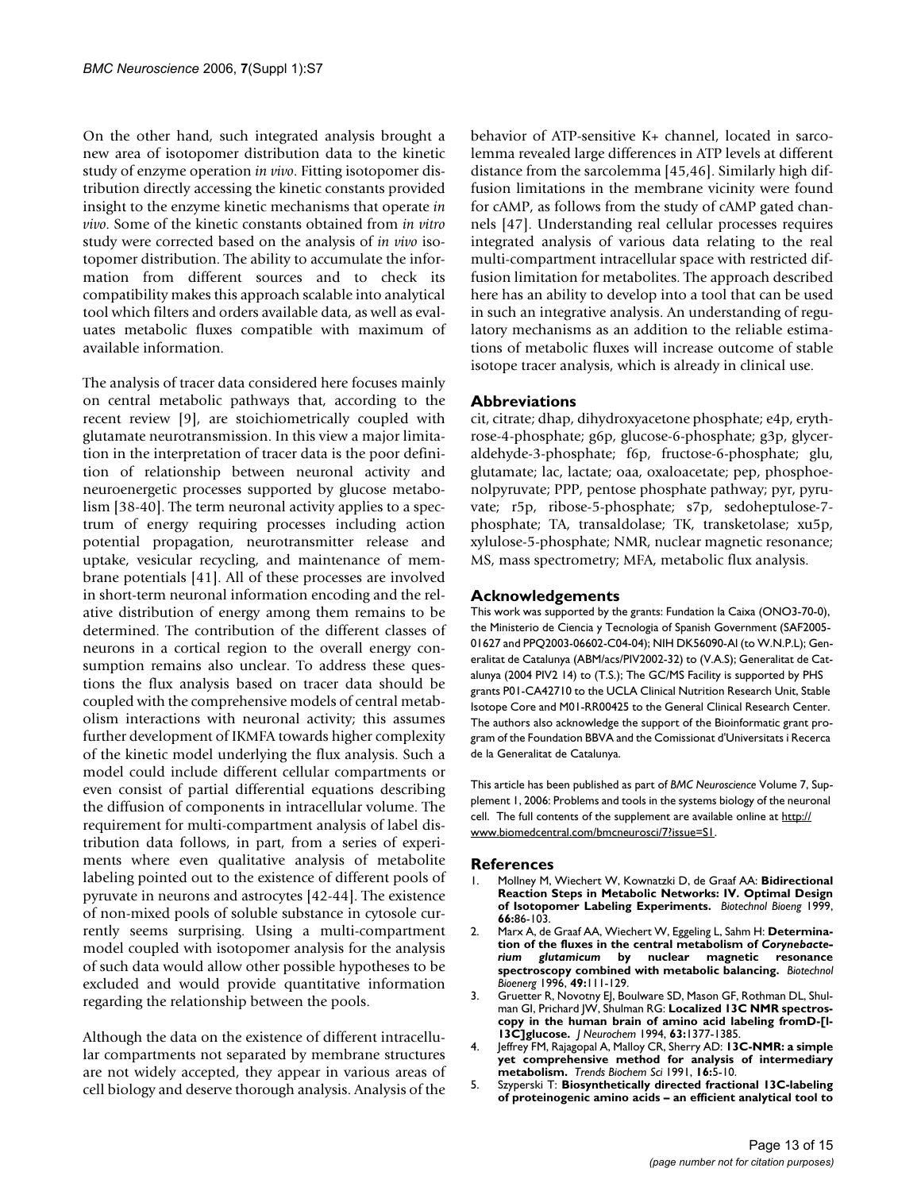On the other hand, such integrated analysis brought a new area of isotopomer distribution data to the kinetic study of enzyme operation *in vivo*. Fitting isotopomer distribution directly accessing the kinetic constants provided insight to the enzyme kinetic mechanisms that operate *in vivo*. Some of the kinetic constants obtained from *in vitro* study were corrected based on the analysis of *in vivo* isotopomer distribution. The ability to accumulate the information from different sources and to check its compatibility makes this approach scalable into analytical tool which filters and orders available data, as well as evaluates metabolic fluxes compatible with maximum of available information.

The analysis of tracer data considered here focuses mainly on central metabolic pathways that, according to the recent review [9], are stoichiometrically coupled with glutamate neurotransmission. In this view a major limitation in the interpretation of tracer data is the poor definition of relationship between neuronal activity and neuroenergetic processes supported by glucose metabolism [38-40]. The term neuronal activity applies to a spectrum of energy requiring processes including action potential propagation, neurotransmitter release and uptake, vesicular recycling, and maintenance of membrane potentials [41]. All of these processes are involved in short-term neuronal information encoding and the relative distribution of energy among them remains to be determined. The contribution of the different classes of neurons in a cortical region to the overall energy consumption remains also unclear. To address these questions the flux analysis based on tracer data should be coupled with the comprehensive models of central metabolism interactions with neuronal activity; this assumes further development of IKMFA towards higher complexity of the kinetic model underlying the flux analysis. Such a model could include different cellular compartments or even consist of partial differential equations describing the diffusion of components in intracellular volume. The requirement for multi-compartment analysis of label distribution data follows, in part, from a series of experiments where even qualitative analysis of metabolite labeling pointed out to the existence of different pools of pyruvate in neurons and astrocytes [42-44]. The existence of non-mixed pools of soluble substance in cytosole currently seems surprising. Using a multi-compartment model coupled with isotopomer analysis for the analysis of such data would allow other possible hypotheses to be excluded and would provide quantitative information regarding the relationship between the pools.

Although the data on the existence of different intracellular compartments not separated by membrane structures are not widely accepted, they appear in various areas of cell biology and deserve thorough analysis. Analysis of the behavior of ATP-sensitive K+ channel, located in sarcolemma revealed large differences in ATP levels at different distance from the sarcolemma [45,46]. Similarly high diffusion limitations in the membrane vicinity were found for cAMP, as follows from the study of cAMP gated channels [47]. Understanding real cellular processes requires integrated analysis of various data relating to the real multi-compartment intracellular space with restricted diffusion limitation for metabolites. The approach described here has an ability to develop into a tool that can be used in such an integrative analysis. An understanding of regulatory mechanisms as an addition to the reliable estimations of metabolic fluxes will increase outcome of stable isotope tracer analysis, which is already in clinical use.

## Abbreviations

cit, citrate; dhap, dihydroxyacetone phosphate; e4p, erythrose-4-phosphate; g6p, glucose-6-phosphate; g3p, glyceraldehyde-3-phosphate; f6p, fructose-6-phosphate; glu, glutamate; lac, lactate; oaa, oxaloacetate; pep, phosphoenolpyruvate; PPP, pentose phosphate pathway; pyr, pyruvate; r5p, ribose-5-phosphate; s7p, sedoheptulose-7-phosphate; TA, transaldolase; TK, transketolase; xu5p, xylulose-5-phosphate; NMR, nuclear magnetic resonance; MS, mass spectrometry; MFA, metabolic flux analysis.

## Acknowledgements

This work was supported by the grants: Fundation la Caixa (ONO3-70-0), the Ministerio de Ciencia y Tecnologia of Spanish Government (SAF2005-01627 and PPQ2003-06602-C04-04); NIH DK56090-AI (to W.N.P.L); Generalitat de Catalunya (ABM/acs/PIV2002-32) to (V.A.S); Generalitat de Catalunya (2004 PIV2 14) to (T.S.); The GC/MS Facility is supported by PHS grants P01-CA42710 to the UCLA Clinical Nutrition Research Unit, Stable Isotope Core and M01-RR00425 to the General Clinical Research Center. The authors also acknowledge the support of the Bioinformatic grant program of the Foundation BBVA and the Comissionat d'Universitats i Recerca de la Generalitat de Catalunya.

This article has been published as part of *BMC Neuroscience* Volume 7, Supplement 1, 2006: Problems and tools in the systems biology of the neuronal cell. The full contents of the supplement are available online at http://www.biomedcentral.com/bmcneurosci/7?issue=S1.

## References

1. Mollney M, Wiechert W, Kownatzki D, de Graaf AA: **Bidirectional Reaction Steps in Metabolic Networks: IV. Optimal Design of Isotopomer Labeling Experiments.** *Biotechnol Bioeng* 1999, **66:**86-103.
2. Marx A, de Graaf AA, Wiechert W, Eggeling L, Sahm H: **Determination of the fluxes in the central metabolism of *Corynebacterium glutamicum* by nuclear magnetic resonance spectroscopy combined with metabolic balancing.** *Biotechnol Bioeng* 1996, **49:**111-129.
3. Gruetter R, Novotny EJ, Boulware SD, Mason GF, Rothman DL, Shulman GI, Prichard JW, Shulman RG: **Localized 13C NMR spectroscopy in the human brain of amino acid labeling fromD-[l-13C]glucose.** *J Neurochem* 1994, **63:**1377-1385.
4. Jeffrey FM, Rajagopal A, Malloy CR, Sherry AD: **13C-NMR: a simple yet comprehensive method for analysis of intermediary metabolism.** *Trends Biochem Sci* 1991, **16:**5-10.
5. Szyperski T: **Biosynthetically directed fractional 13C-labeling of proteinogenic amino acids – an efficient analytical tool to**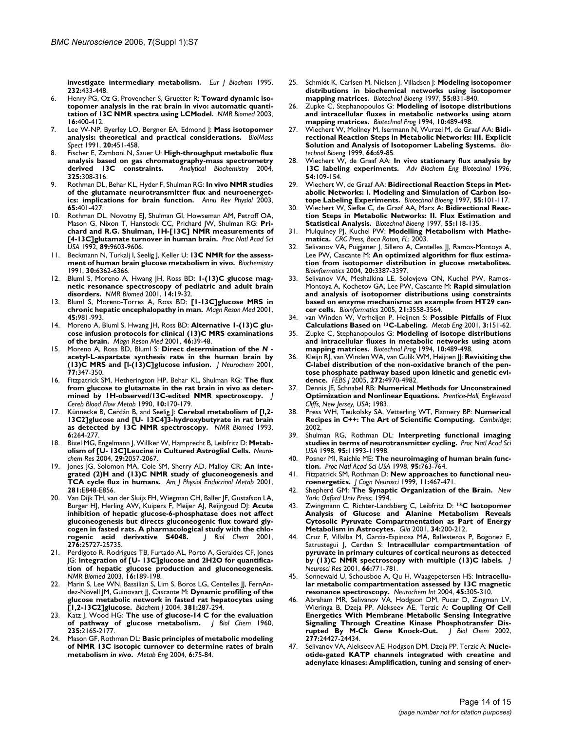**investigate intermediary metabolism.** *Eur J Biochem* 1995, **232:**433-448.

6. Henry PG, Oz G, Provencher S, Gruetter R: **Toward dynamic isotopomer analysis in the rat brain in vivo: automatic quantitation of 13C NMR spectra using LCModel.** *NMR Biomed* 2003, **16:**400-412.
7. Lee W-NP, Byerley LO, Bergner EA, Edmond J: **Mass isotopomer analysis: theoretical and practical considerations.** *BiolMass Spect* 1991, **20:**451-458.
8. Fischer E, Zamboni N, Sauer U: **High-throughput metabolic flux analysis based on gas chromatography-mass spectrometry derived 13C constraints.** *Analytical Biochemistry* 2004, **325:**308-316.
9. Rothman DL, Behar KL, Hyder F, Shulman RG: **In vivo NMR studies of the glutamate neurotransmitter flux and neuroenergetics: implications for brain function.** *Annu Rev Physiol* 2003, **65:**401-427.
10. Rothman DL, Novotny EJ, Shulman GI, Howseman AM, Petroff OA, Mason G, Nixon T, Hanstock CC, Prichard JW, Shulman RG: **Prichard and R.G. Shulman, 1H-[13C] NMR measurements of [4-13C]glutamate turnover in human brain.** *Proc Natl Acad Sci USA* 1992, **89:**9603-9606.
11. Beckmann N, Turkalj I, Seelig J, Keller U: **13C NMR for the assessment of human brain glucose metabolism in vivo.** *Biochemistry* 1991, **30:**6362-6366.
12. Bluml S, Moreno A, Hwang JH, Ross BD: **1-(13)C glucose magnetic resonance spectroscopy of pediatric and adult brain disorders.** *NMR Biomed* 2001, **14:**19-32.
13. Bluml S, Moreno-Torres A, Ross BD: **[1-13C]glucose MRS in chronic hepatic encephalopathy in man.** *Magn Reson Med* 2001, **45:**981-993.
14. Moreno A, Bluml S, Hwang JH, Ross BD: **Alternative 1-(13)C glucose infusion protocols for clinical (13)C MRS examinations of the brain.** *Magn Reson Med* 2001, **46:**39-48.
15. Moreno A, Ross BD, Bluml S: **Direct determination of the *N*-acetyl-L-aspartate synthesis rate in the human brain by (13)C MRS and [l-(13)C]glucose infusion.** *J Neurochem* 2001, **77:**347-350.
16. Fitzpatrick SM, Hetherington HP, Behar KL, Shulman RG: **The flux from glucose to glutamate in the rat brain in vivo as determined by 1H-observed/13C-edited NMR spectroscopy.** *J Cereb Blood Flow Metab* 1990, **10:**170-179.
17. Künnecke B, Cerdán B, and Seelig J: **Cerebal metabolism of [l,2-13C2]glucose and [U- 13C4]3-hydroxybutyrate in rat brain as detected by 13C NMR spectroscopy.** *NMR Biomed* 1993, **6:**264-277.
18. Bixel MG, Engelmann J, Willker W, Hamprecht B, Leibfritz D: **Metabolism of [U- 13C]Leucine in Cultured Astroglial Cells.** *Neurochem Res* 2004, **29:**2057-2067.
19. Jones JG, Solomon MA, Cole SM, Sherry AD, Malloy CR: **An integrated (2)H and (13)C NMR study of gluconeogenesis and TCA cycle flux in humans.** *Am J Physiol Endocrinol Metab* 2001, **281:**E848-E856.
20. Van Dijk TH, van der Sluijs FH, Wiegman CH, Baller JF, Gustafson LA, Burger HJ, Herling AW, Kuipers F, Meijer AJ, Reijngoud DJ: **Acute inhibition of hepatic glucose-6-phosphatase does not affect gluconeogenesis but directs gluconeogenic flux toward glycogen in fasted rats. A pharmacological study with the chlorogenic acid derivative S4048.** *J Biol Chem* 2001, **276:**25727-25735.
21. Perdigoto R, Rodrigues TB, Furtado AL, Porto A, Geraldes CF, Jones JG: **Integration of [U- 13C]glucose and 2H2O for quantification of hepatic glucose production and gluconeogenesis.** *NMR Biomed* 2003, **16:**189-198.
22. Marin S, Lee WN, Bassilian S, Lim S, Boros LG, Centelles JJ, FernAndez-Novell JM, Guinovart JJ, Cascante M: **Dynamic profiling of the glucose metabolic network in fasted rat hepatocytes using [1,2-13C2]glucose.** *Biochem J* 2004, **381:**287-294.
23. Katz J, Wood HG: **The use of glucose-14 C for the evaluation of pathway of glucose metabolism.** *J Biol Chem* 1960, **235:**2165-2177.
24. Mason GF, Rothman DL: **Basic principles of metabolic modeling of NMR 13C isotopic turnover to determine rates of brain metabolism *in vivo*.** *Metab Eng* 2004, **6:**75-84.
25. Schmidt K, Carlsen M, Nielsen J, Villadsen J: **Modeling isotopomer distributions in biochemical networks using isotopomer mapping matrices.** *Biotechnol Bioeng* 1997, **55:**831-840.
26. Zupke C, Stephanopoulos G: **Modeling of isotope distributions and intracellular fluxes in metabolic networks using atom mapping matrices.** *Biotechnol Prog* 1994, **10:**489-498.
27. Wiechert W, Mollney M, Isermann N, Wurzel M, de Graaf AA: **Bidirectional Reaction Steps in Metabolic Networks: III. Explicit Solution and Analysis of Isotopomer Labeling Systems.** *Biotechnol Bioeng* 1999, **66:**69-85.
28. Wiechert W, de Graaf AA: **In vivo stationary flux analysis by 13C labeling experiments.** *Adv Biochem Eng Biotechnol* 1996, **54:**109-154.
29. Wiechert W, de Graaf AA: **Bidirectional Reaction Steps in Metabolic Networks: I. Modeling and Simulation of Carbon Isotope Labeling Experiments.** *Biotechnol Bioeng* 1997, **55:**101-117.
30. Wiechert W, Siefke C, de Graaf AA, Marx A: **Bidirectional Reaction Steps in Metabolic Networks: II. Flux Estimation and Statistical Analysis.** *Biotechnol Bioeng* 1997, **55:**118-135.
31. Mulquiney PJ, Kuchel PW: **Modelling Metabolism with Mathematica.** *CRC Press, Boca Raton, FL*; 2003.
32. Selivanov VA, Puigjaner J, Sillero A, Centelles JJ, Ramos-Montoya A, Lee PW, Cascante M: **An optimized algorithm for flux estimation from isotopomer distribution in glucose metabolites.** *Bioinformatics* 2004, **20:**3387-3397.
33. Selivanov VA, Meshalkina LE, Solovjeva ON, Kuchel PW, Ramos-Montoya A, Kochetov GA, Lee PW, Cascante M: **Rapid simulation and analysis of isotopomer distributions using constraints based on enzyme mechanisms: an example from HT29 cancer cells.** *Bioinformatics* 2005, **21:**3558-3564.
34. van Winden W, Verheijen P, Heijnen S: **Possible Pitfalls of Flux Calculations Based on $^{13}$C-Labeling.** *Metab Eng* 2001, **3:**151-62.
35. Zupke C, Stephanopoulos G: **Modeling of isotope distributions and intracellular fluxes in metabolic networks using atom mapping matrices.** *Biotechnol Prog* 1994, **10:**489-498.
36. Kleijn RJ, van Winden WA, van Gulik WM, Heijnen JJ: **Revisiting the C-label distribution of the non-oxidative branch of the pentose phosphate pathway based upon kinetic and genetic evidence.** *FEBS J* 2005, **272:**4970-4982.
37. Dennis JE, Schnabel RB: **Numerical Methods for Unconstrained Optimization and Nonlinear Equations.** *Prentice-Hall, Englewood Cliffs, New Jersey, USA*; 1983.
38. Press WH, Teukolsky SA, Vetterling WT, Flannery BP: **Numerical Recipes in C++: The Art of Scientific Computing.** *Cambridge*; 2002.
39. Shulman RG, Rothman DL: **Interpreting functional imaging studies in terms of neurotransmitter cycling.** *Proc Natl Acad Sci USA* 1998, **95:**11993-11998.
40. Posner MI, Raichle ME: **The neuroimaging of human brain function.** *Proc Natl Acad Sci USA* 1998, **95:**763-764.
41. Fitzpatrick SM, Rothman D: **New approaches to functional neuroenergetics.** *J Cogn Neurosci* 1999, **11:**467-471.
42. Shepherd GM: **The Synaptic Organization of the Brain.** *New York: Oxford Univ Press*; 1994.
43. Zwingmann C, Richter-Landsberg C, Leibfritz D: **$^{13}$C Isotopomer Analysis of Glucose and Alanine Metabolism Reveals Cytosolic Pyruvate Compartmentation as Part of Energy Metabolism in Astrocytes.** *Glia* 2001, **34:**200-212.
44. Cruz F, Villalba M, Garcia-Espinosa MA, Ballesteros P, Bogonez E, Satrustegui J, Cerdan S: **Intracellular compartmentation of pyruvate in primary cultures of cortical neurons as detected by (13)C NMR spectroscopy with multiple (13)C labels.** *J Neurosci Res* 2001, **66:**771-781.
45. Sonnewald U, Schousboe A, Qu H, Waagepetersen HS: **Intracellular metabolic compartmentation assessed by 13C magnetic resonance spectroscopy.** *Neurochem Int* 2004, **45:**305-310.
46. Abraham MR, Selivanov VA, Hodgson DM, Pucar D, Zingman LV, Wieringa B, Dzeja PP, Alekseev AE, Terzic A: **Coupling Of Cell Energetics With Membrane Metabolic Sensing Integrative Signaling Through Creatine Kinase Phosphotransfer Disrupted By M-Ck Gene Knock-Out.** *J Biol Chem* 2002, **277:**24427-24434.
47. Selivanov VA, Alekseev AE, Hodgson DM, Dzeja PP, Terzic A: **Nucleotide-gated KATP channels integrated with creatine and adenylate kinases: Amplification, tuning and sensing of ener-**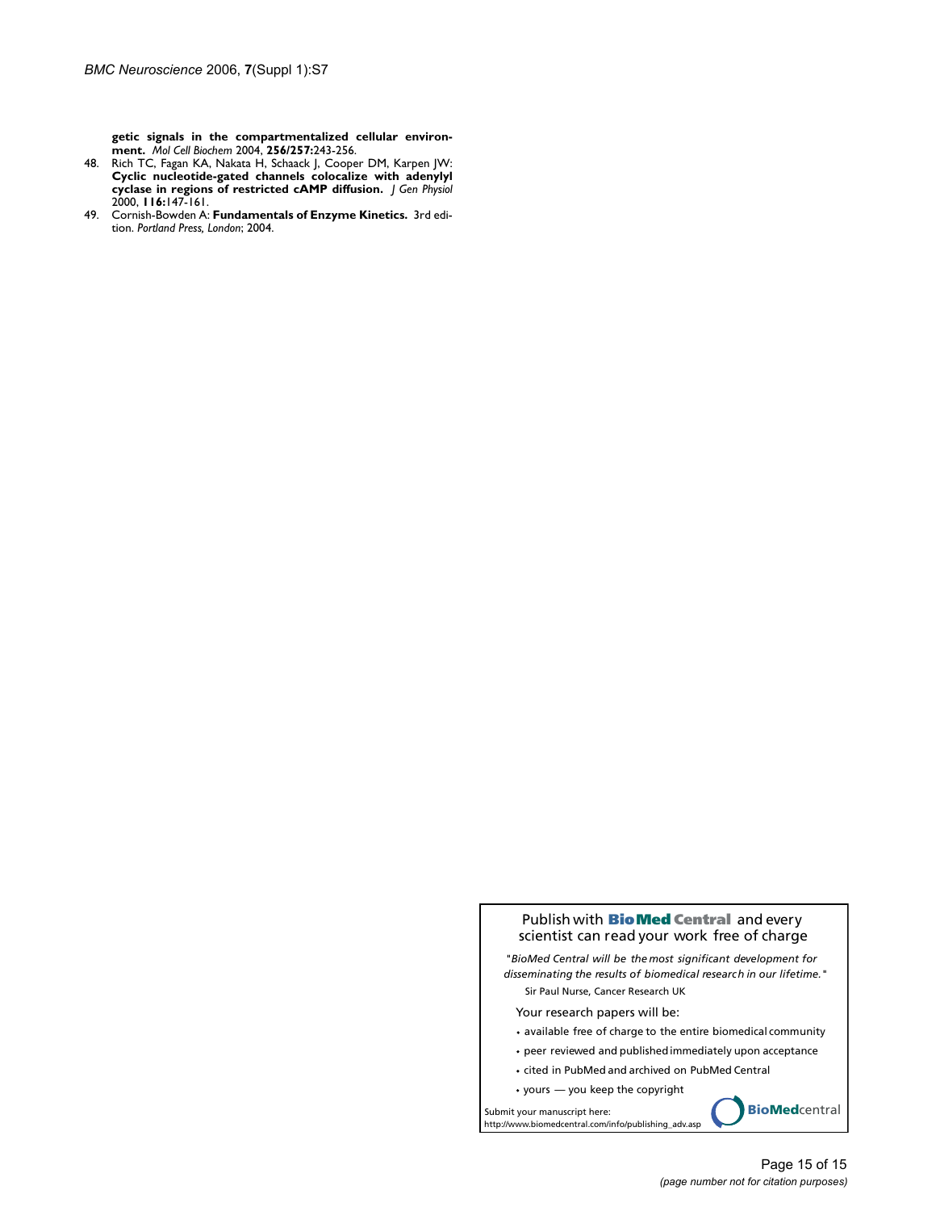getic signals in the compartmentalized cellular environment. *Mol Cell Biochem* 2004, **256/257:**243-256.

48. Rich TC, Fagan KA, Nakata H, Schaack J, Cooper DM, Karpen JW: **Cyclic nucleotide-gated channels colocalize with adenylyl cyclase in regions of restricted cAMP diffusion.** *J Gen Physiol* 2000, **116:**147-161.
49. Cornish-Bowden A: **Fundamentals of Enzyme Kinetics.** 3rd edition. *Portland Press, London*; 2004.

Publish with **BioMed Central** and every scientist can read your work free of charge

*"BioMed Central will be the most significant development for disseminating the results of biomedical research in our lifetime."*
Sir Paul Nurse, Cancer Research UK

Your research papers will be:

- available free of charge to the entire biomedical community
- peer reviewed and published immediately upon acceptance
- cited in PubMed and archived on PubMed Central
- yours — you keep the copyright

Submit your manuscript here:
http://www.biomedcentral.com/info/publishing_adv.asp

**BioMed**central